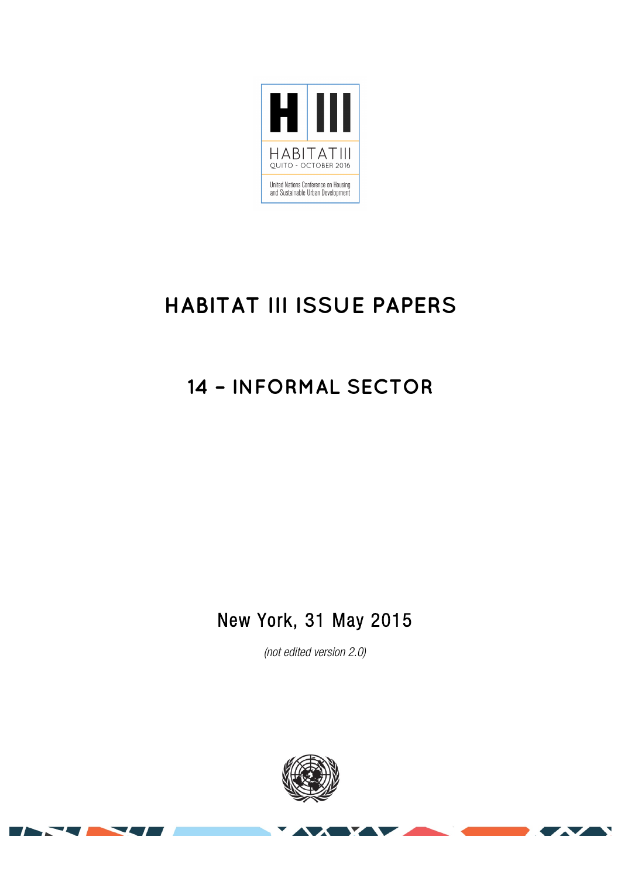HABITAT III

QUITO - OCTOBER 2016

United Nations Conference on Housing and Sustainable Urban Development

# HABITAT III ISSUE PAPERS

## 14 – INFORMAL SECTOR

New York, 31 May 2015

*(not edited version 2.0)*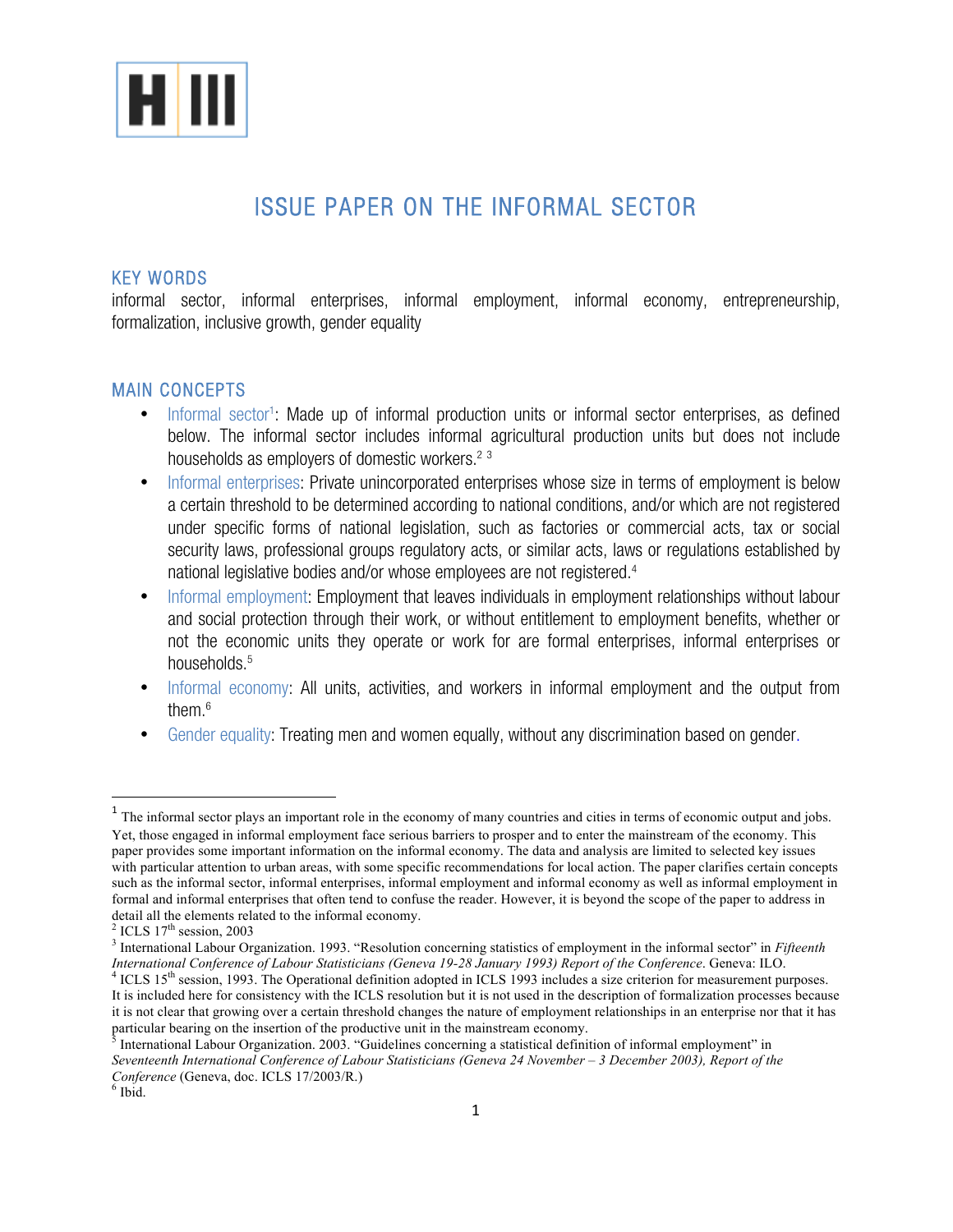# ISSUE PAPER ON THE INFORMAL SECTOR

## KEY WORDS

informal sector, informal enterprises, informal employment, informal economy, entrepreneurship, formalization, inclusive growth, gender equality

## MAIN CONCEPTS

- Informal sector[1]: Made up of informal production units or informal sector enterprises, as defined below. The informal sector includes informal agricultural production units but does not include households as employers of domestic workers.[2] [3]
- Informal enterprises: Private unincorporated enterprises whose size in terms of employment is below a certain threshold to be determined according to national conditions, and/or which are not registered under specific forms of national legislation, such as factories or commercial acts, tax or social security laws, professional groups regulatory acts, or similar acts, laws or regulations established by national legislative bodies and/or whose employees are not registered.[4]
- Informal employment: Employment that leaves individuals in employment relationships without labour and social protection through their work, or without entitlement to employment benefits, whether or not the economic units they operate or work for are formal enterprises, informal enterprises or households.[5]
- Informal economy: All units, activities, and workers in informal employment and the output from them.[6]
- Gender equality: Treating men and women equally, without any discrimination based on gender.

---

[1] The informal sector plays an important role in the economy of many countries and cities in terms of economic output and jobs. Yet, those engaged in informal employment face serious barriers to prosper and to enter the mainstream of the economy. This paper provides some important information on the informal economy. The data and analysis are limited to selected key issues with particular attention to urban areas, with some specific recommendations for local action. The paper clarifies certain concepts such as the informal sector, informal enterprises, informal employment and informal economy as well as informal employment in formal and informal enterprises that often tend to confuse the reader. However, it is beyond the scope of the paper to address in detail all the elements related to the informal economy.

[2] ICLS 17th session, 2003

[3] International Labour Organization. 1993. "Resolution concerning statistics of employment in the informal sector" in *Fifteenth International Conference of Labour Statisticians (Geneva 19-28 January 1993) Report of the Conference*. Geneva: ILO.

[4] ICLS 15th session, 1993. The Operational definition adopted in ICLS 1993 includes a size criterion for measurement purposes. It is included here for consistency with the ICLS resolution but it is not used in the description of formalization processes because it is not clear that growing over a certain threshold changes the nature of employment relationships in an enterprise nor that it has particular bearing on the insertion of the productive unit in the mainstream economy.

[5] International Labour Organization. 2003. "Guidelines concerning a statistical definition of informal employment" in *Seventeenth International Conference of Labour Statisticians (Geneva 24 November – 3 December 2003), Report of the Conference* (Geneva, doc. ICLS 17/2003/R.)

[6] Ibid.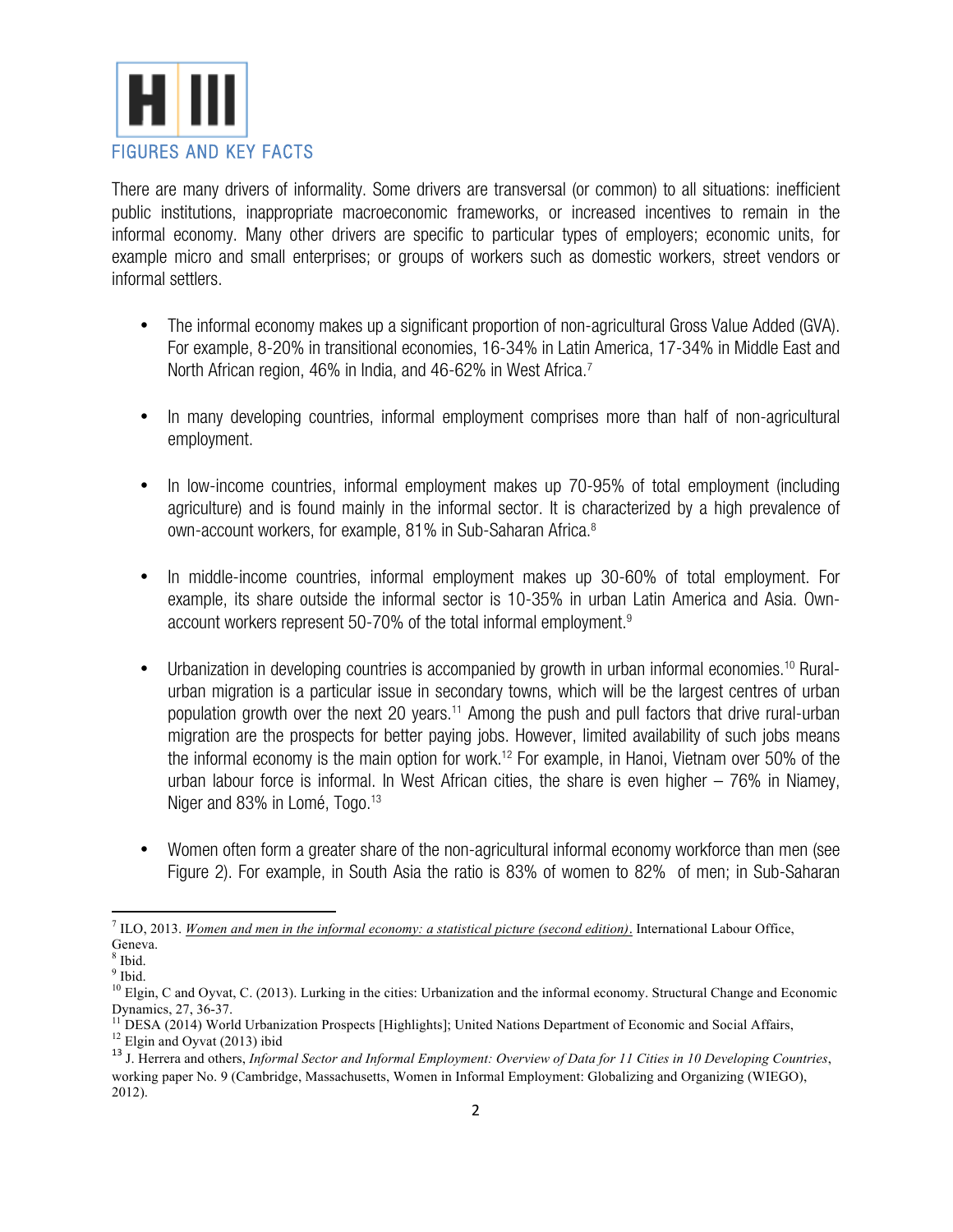# H III FIGURES AND KEY FACTS

There are many drivers of informality. Some drivers are transversal (or common) to all situations: inefficient public institutions, inappropriate macroeconomic frameworks, or increased incentives to remain in the informal economy. Many other drivers are specific to particular types of employers; economic units, for example micro and small enterprises; or groups of workers such as domestic workers, street vendors or informal settlers.

- The informal economy makes up a significant proportion of non-agricultural Gross Value Added (GVA). For example, 8-20% in transitional economies, 16-34% in Latin America, 17-34% in Middle East and North African region, 46% in India, and 46-62% in West Africa.[7]

- In many developing countries, informal employment comprises more than half of non-agricultural employment.

- In low-income countries, informal employment makes up 70-95% of total employment (including agriculture) and is found mainly in the informal sector. It is characterized by a high prevalence of own-account workers, for example, 81% in Sub-Saharan Africa.[8]

- In middle-income countries, informal employment makes up 30-60% of total employment. For example, its share outside the informal sector is 10-35% in urban Latin America and Asia. Own-account workers represent 50-70% of the total informal employment.[9]

- Urbanization in developing countries is accompanied by growth in urban informal economies.[10] Rural-urban migration is a particular issue in secondary towns, which will be the largest centres of urban population growth over the next 20 years.[11] Among the push and pull factors that drive rural-urban migration are the prospects for better paying jobs. However, limited availability of such jobs means the informal economy is the main option for work.[12] For example, in Hanoi, Vietnam over 50% of the urban labour force is informal. In West African cities, the share is even higher – 76% in Niamey, Niger and 83% in Lomé, Togo.[13]

- Women often form a greater share of the non-agricultural informal economy workforce than men (see Figure 2). For example, in South Asia the ratio is 83% of women to 82% of men; in Sub-Saharan

---

[7] ILO, 2013. *Women and men in the informal economy: a statistical picture (second edition)*. International Labour Office, Geneva.

[8] Ibid.

[9] Ibid.

[10] Elgin, C and Oyvat, C. (2013). Lurking in the cities: Urbanization and the informal economy. Structural Change and Economic Dynamics, 27, 36-37.

[11] DESA (2014) World Urbanization Prospects [Highlights]; United Nations Department of Economic and Social Affairs,

[12] Elgin and Oyvat (2013) ibid

[13] J. Herrera and others, *Informal Sector and Informal Employment: Overview of Data for 11 Cities in 10 Developing Countries*, working paper No. 9 (Cambridge, Massachusetts, Women in Informal Employment: Globalizing and Organizing (WIEGO), 2012).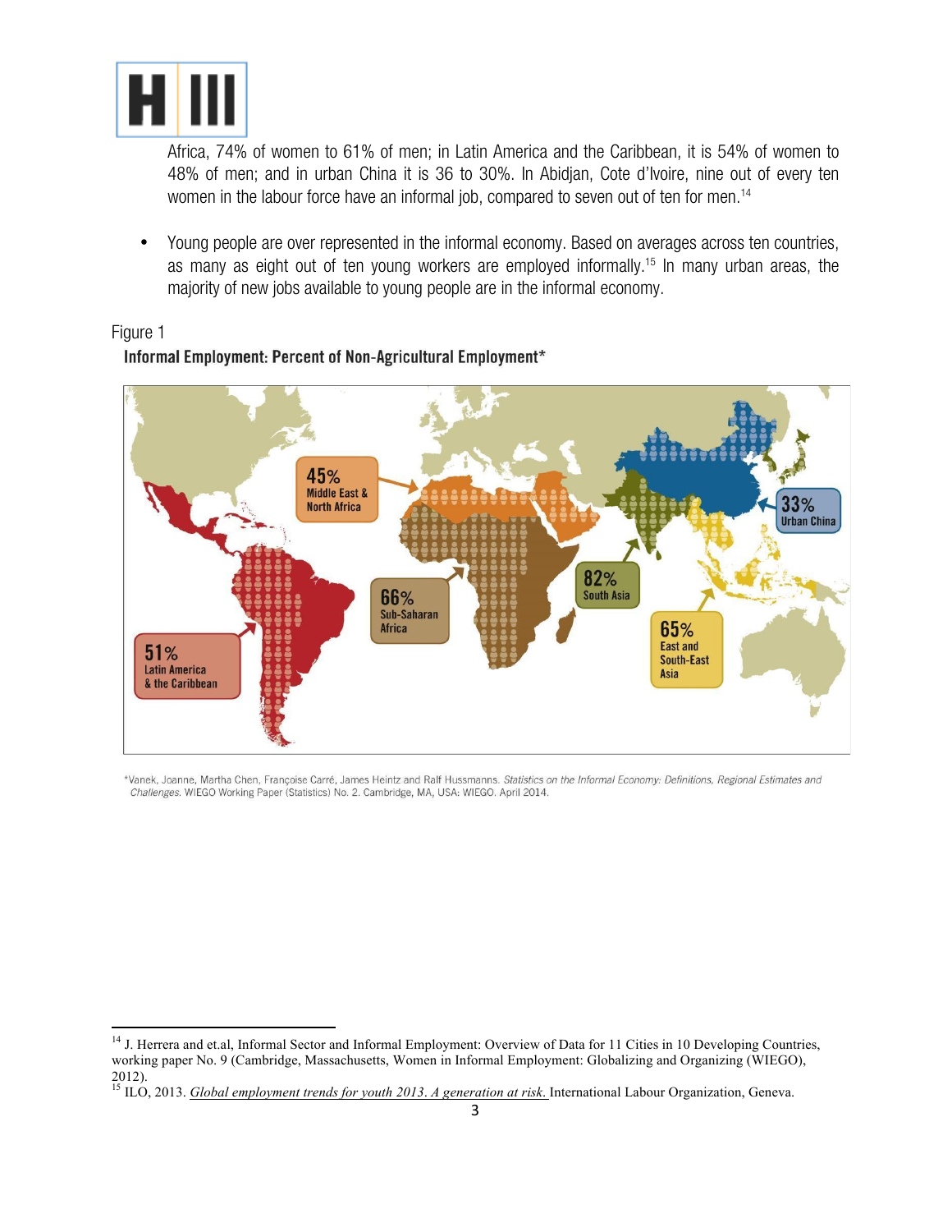Africa, 74% of women to 61% of men; in Latin America and the Caribbean, it is 54% of women to 48% of men; and in urban China it is 36 to 30%. In Abidjan, Cote d'Ivoire, nine out of every ten women in the labour force have an informal job, compared to seven out of ten for men.[14]

- Young people are over represented in the informal economy. Based on averages across ten countries, as many as eight out of ten young workers are employed informally.[15] In many urban areas, the majority of new jobs available to young people are in the informal economy.

Figure 1

**Informal Employment: Percent of Non-Agricultural Employment***

45% Middle East & North Africa

33% Urban China

82% South Asia

66% Sub-Saharan Africa

65% East and South-East Asia

51% Latin America & the Caribbean

*Vanek, Joanne, Martha Chen, Françoise Carré, James Heintz and Ralf Hussmanns. *Statistics on the Informal Economy: Definitions, Regional Estimates and Challenges.* WIEGO Working Paper (Statistics) No. 2. Cambridge, MA, USA: WIEGO. April 2014.

---

[14] J. Herrera and et.al, Informal Sector and Informal Employment: Overview of Data for 11 Cities in 10 Developing Countries, working paper No. 9 (Cambridge, Massachusetts, Women in Informal Employment: Globalizing and Organizing (WIEGO), 2012).

[15] ILO, 2013. *Global employment trends for youth 2013. A generation at risk.* International Labour Organization, Geneva.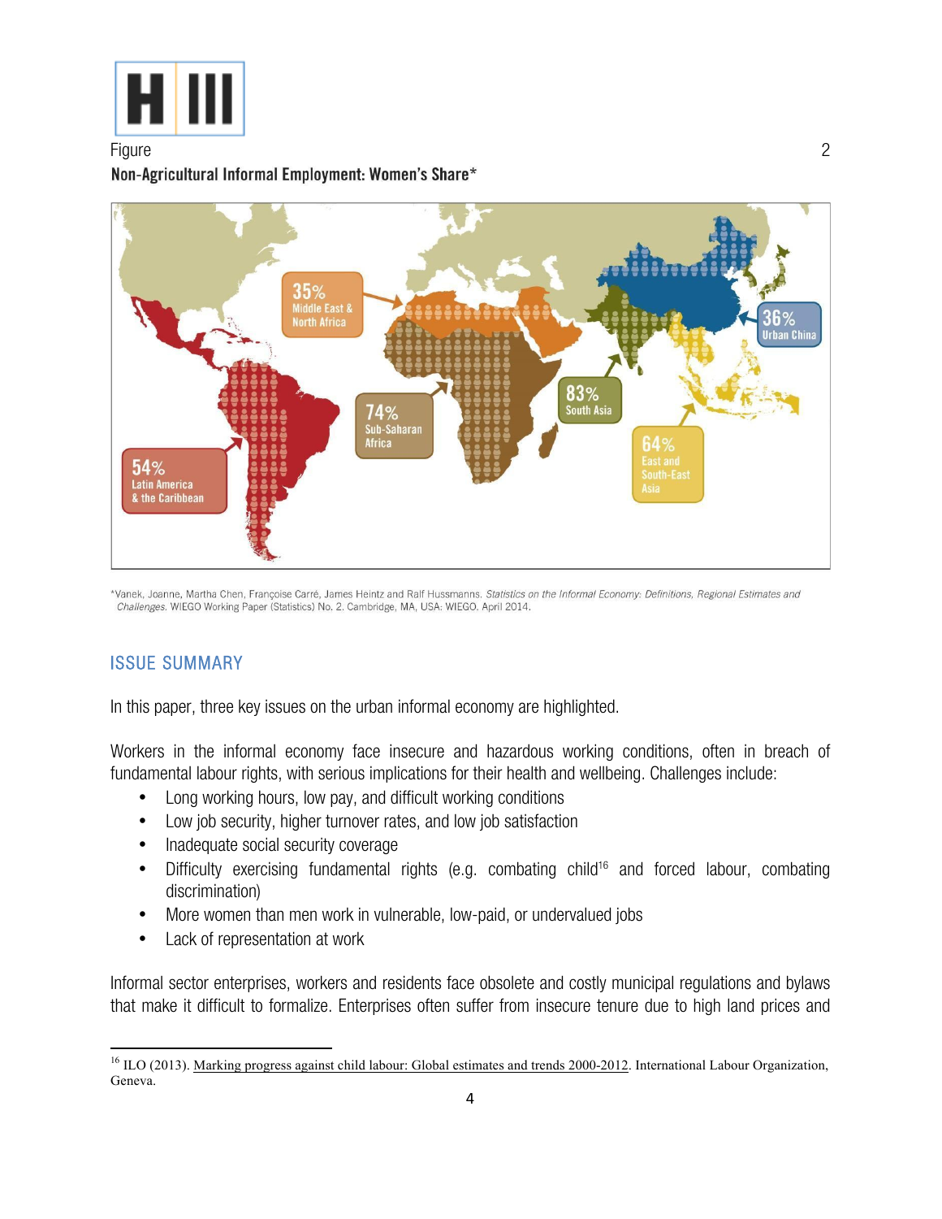Figure 2

**Non-Agricultural Informal Employment: Women's Share***

35% Middle East & North Africa

36% Urban China

83% South Asia

74% Sub-Saharan Africa

64% East and South-East Asia

54% Latin America & the Caribbean

*Vanek, Joanne, Martha Chen, Françoise Carré, James Heintz and Ralf Hussmanns. *Statistics on the Informal Economy: Definitions, Regional Estimates and Challenges.* WIEGO Working Paper (Statistics) No. 2. Cambridge, MA, USA: WIEGO. April 2014.

## ISSUE SUMMARY

In this paper, three key issues on the urban informal economy are highlighted.

Workers in the informal economy face insecure and hazardous working conditions, often in breach of fundamental labour rights, with serious implications for their health and wellbeing. Challenges include:

- Long working hours, low pay, and difficult working conditions
- Low job security, higher turnover rates, and low job satisfaction
- Inadequate social security coverage
- Difficulty exercising fundamental rights (e.g. combating child[16] and forced labour, combating discrimination)
- More women than men work in vulnerable, low-paid, or undervalued jobs
- Lack of representation at work

Informal sector enterprises, workers and residents face obsolete and costly municipal regulations and bylaws that make it difficult to formalize. Enterprises often suffer from insecure tenure due to high land prices and

[16] ILO (2013). Marking progress against child labour: Global estimates and trends 2000-2012. International Labour Organization, Geneva.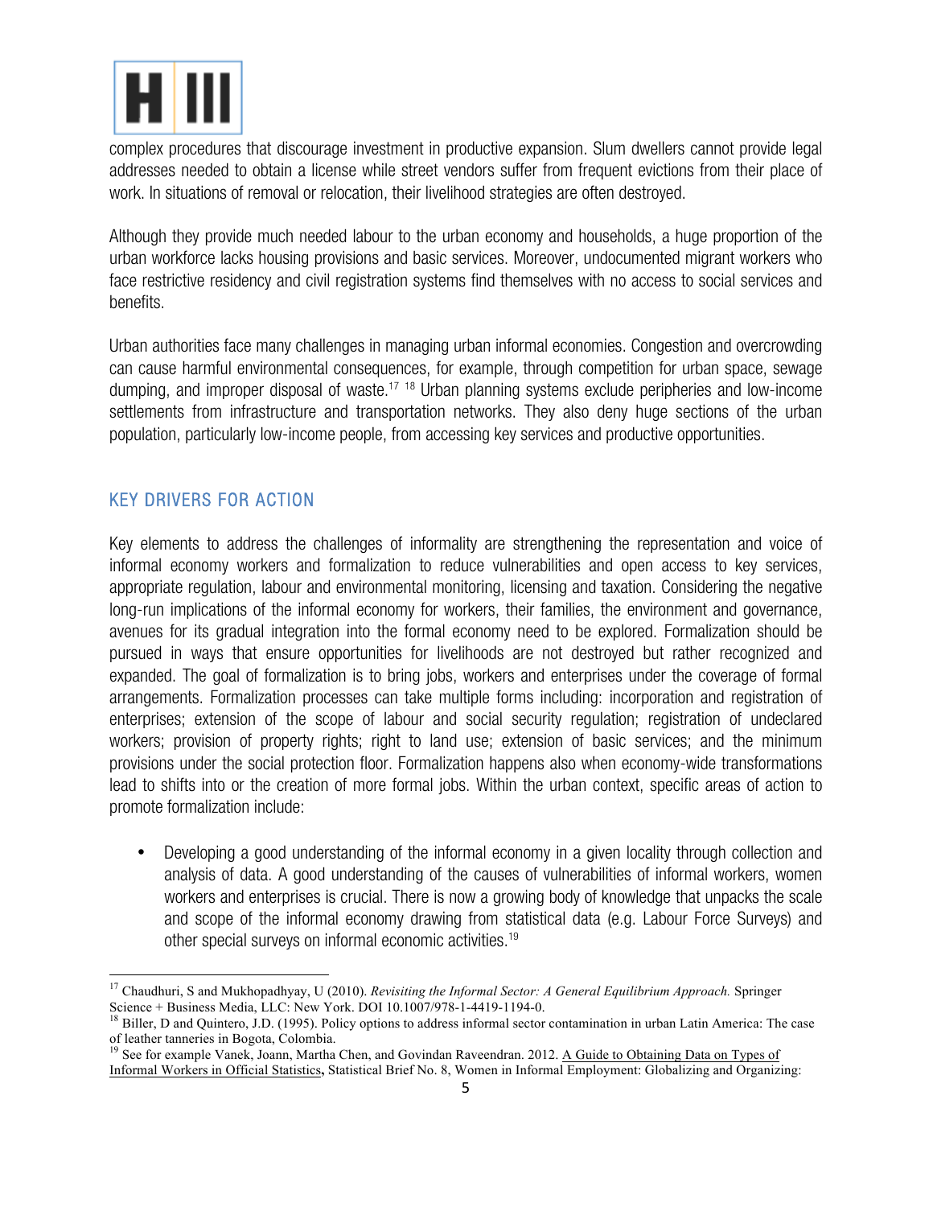complex procedures that discourage investment in productive expansion. Slum dwellers cannot provide legal addresses needed to obtain a license while street vendors suffer from frequent evictions from their place of work. In situations of removal or relocation, their livelihood strategies are often destroyed.

Although they provide much needed labour to the urban economy and households, a huge proportion of the urban workforce lacks housing provisions and basic services. Moreover, undocumented migrant workers who face restrictive residency and civil registration systems find themselves with no access to social services and benefits.

Urban authorities face many challenges in managing urban informal economies. Congestion and overcrowding can cause harmful environmental consequences, for example, through competition for urban space, sewage dumping, and improper disposal of waste.[17] [18] Urban planning systems exclude peripheries and low-income settlements from infrastructure and transportation networks. They also deny huge sections of the urban population, particularly low-income people, from accessing key services and productive opportunities.

## KEY DRIVERS FOR ACTION

Key elements to address the challenges of informality are strengthening the representation and voice of informal economy workers and formalization to reduce vulnerabilities and open access to key services, appropriate regulation, labour and environmental monitoring, licensing and taxation. Considering the negative long-run implications of the informal economy for workers, their families, the environment and governance, avenues for its gradual integration into the formal economy need to be explored. Formalization should be pursued in ways that ensure opportunities for livelihoods are not destroyed but rather recognized and expanded. The goal of formalization is to bring jobs, workers and enterprises under the coverage of formal arrangements. Formalization processes can take multiple forms including: incorporation and registration of enterprises; extension of the scope of labour and social security regulation; registration of undeclared workers; provision of property rights; right to land use; extension of basic services; and the minimum provisions under the social protection floor. Formalization happens also when economy-wide transformations lead to shifts into or the creation of more formal jobs. Within the urban context, specific areas of action to promote formalization include:

- Developing a good understanding of the informal economy in a given locality through collection and analysis of data. A good understanding of the causes of vulnerabilities of informal workers, women workers and enterprises is crucial. There is now a growing body of knowledge that unpacks the scale and scope of the informal economy drawing from statistical data (e.g. Labour Force Surveys) and other special surveys on informal economic activities.[19]

---

[17] Chaudhuri, S and Mukhopadhyay, U (2010). *Revisiting the Informal Sector: A General Equilibrium Approach.* Springer Science + Business Media, LLC: New York. DOI 10.1007/978-1-4419-1194-0.

[18] Biller, D and Quintero, J.D. (1995). Policy options to address informal sector contamination in urban Latin America: The case of leather tanneries in Bogota, Colombia.

[19] See for example Vanek, Joann, Martha Chen, and Govindan Raveendran. 2012. A Guide to Obtaining Data on Types of Informal Workers in Official Statistics**,** Statistical Brief No. 8, Women in Informal Employment: Globalizing and Organizing: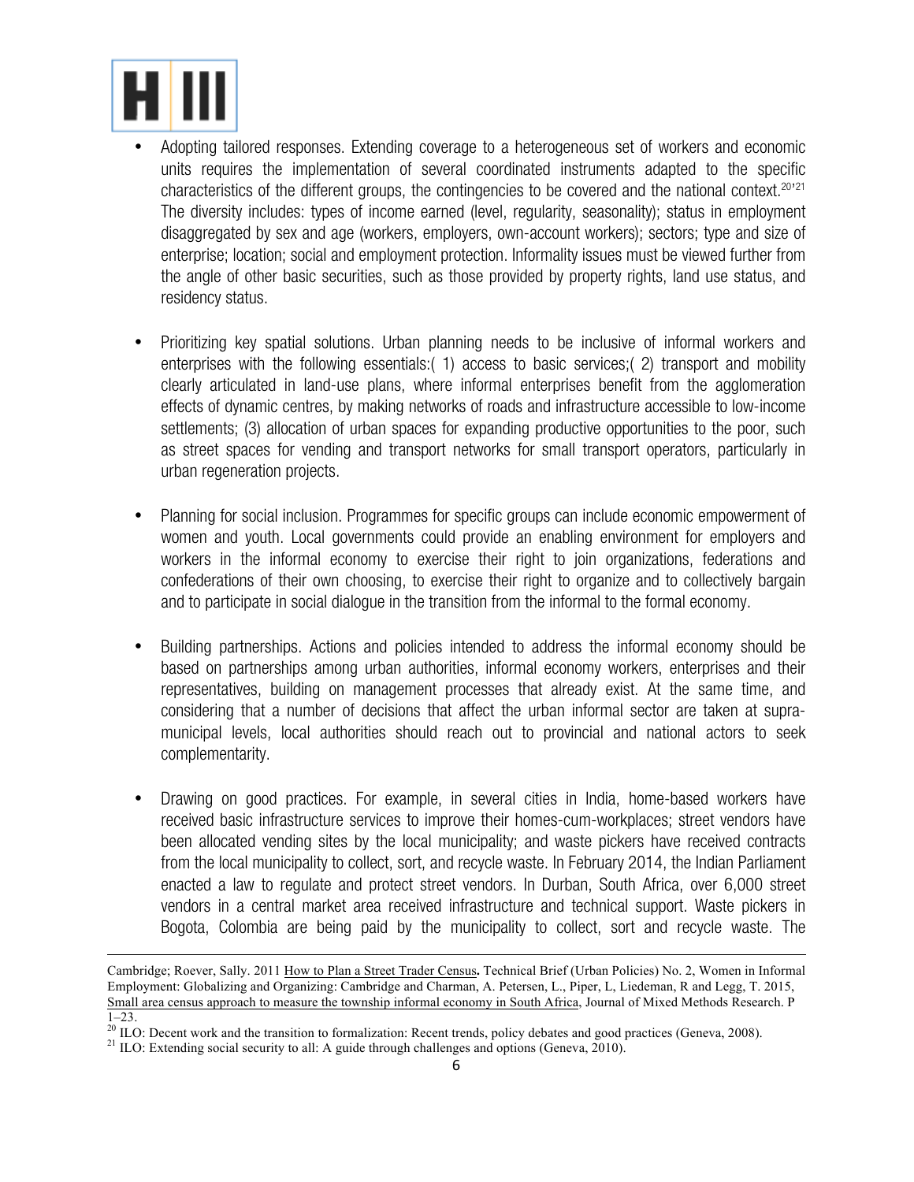- Adopting tailored responses. Extending coverage to a heterogeneous set of workers and economic units requires the implementation of several coordinated instruments adapted to the specific characteristics of the different groups, the contingencies to be covered and the national context.[20,21] The diversity includes: types of income earned (level, regularity, seasonality); status in employment disaggregated by sex and age (workers, employers, own-account workers); sectors; type and size of enterprise; location; social and employment protection. Informality issues must be viewed further from the angle of other basic securities, such as those provided by property rights, land use status, and residency status.

- Prioritizing key spatial solutions. Urban planning needs to be inclusive of informal workers and enterprises with the following essentials:( 1) access to basic services;( 2) transport and mobility clearly articulated in land-use plans, where informal enterprises benefit from the agglomeration effects of dynamic centres, by making networks of roads and infrastructure accessible to low-income settlements; (3) allocation of urban spaces for expanding productive opportunities to the poor, such as street spaces for vending and transport networks for small transport operators, particularly in urban regeneration projects.

- Planning for social inclusion. Programmes for specific groups can include economic empowerment of women and youth. Local governments could provide an enabling environment for employers and workers in the informal economy to exercise their right to join organizations, federations and confederations of their own choosing, to exercise their right to organize and to collectively bargain and to participate in social dialogue in the transition from the informal to the formal economy.

- Building partnerships. Actions and policies intended to address the informal economy should be based on partnerships among urban authorities, informal economy workers, enterprises and their representatives, building on management processes that already exist. At the same time, and considering that a number of decisions that affect the urban informal sector are taken at supra-municipal levels, local authorities should reach out to provincial and national actors to seek complementarity.

- Drawing on good practices. For example, in several cities in India, home-based workers have received basic infrastructure services to improve their homes-cum-workplaces; street vendors have been allocated vending sites by the local municipality; and waste pickers have received contracts from the local municipality to collect, sort, and recycle waste. In February 2014, the Indian Parliament enacted a law to regulate and protect street vendors. In Durban, South Africa, over 6,000 street vendors in a central market area received infrastructure and technical support. Waste pickers in Bogota, Colombia are being paid by the municipality to collect, sort and recycle waste. The

---

Cambridge; Roever, Sally. 2011 How to Plan a Street Trader Census. Technical Brief (Urban Policies) No. 2, Women in Informal Employment: Globalizing and Organizing: Cambridge and Charman, A. Petersen, L., Piper, L, Liedeman, R and Legg, T. 2015, Small area census approach to measure the township informal economy in South Africa, Journal of Mixed Methods Research. P 1–23.

[20] ILO: Decent work and the transition to formalization: Recent trends, policy debates and good practices (Geneva, 2008).

[21] ILO: Extending social security to all: A guide through challenges and options (Geneva, 2010).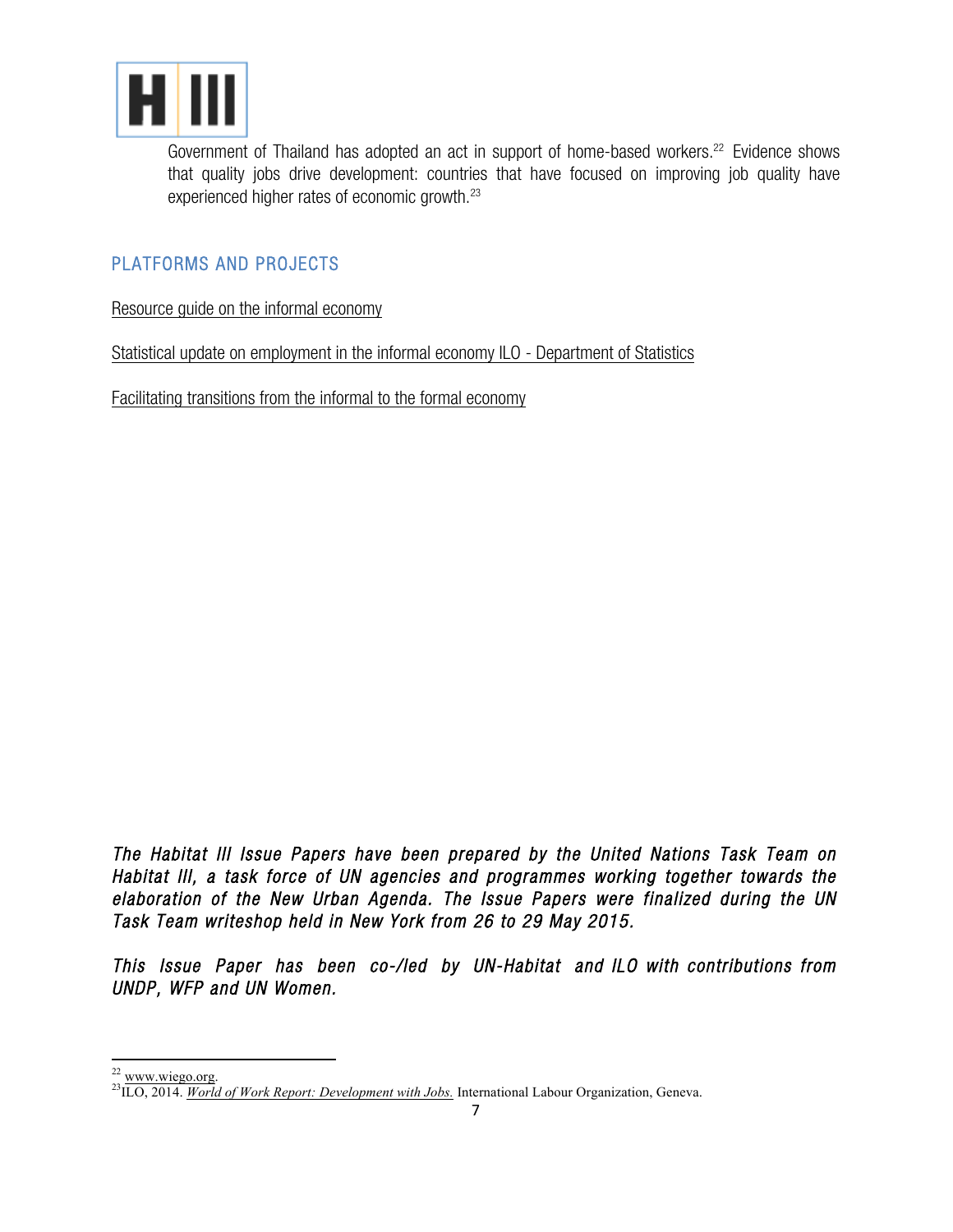Government of Thailand has adopted an act in support of home-based workers.[22] Evidence shows that quality jobs drive development: countries that have focused on improving job quality have experienced higher rates of economic growth.[23]

## PLATFORMS AND PROJECTS

Resource guide on the informal economy

Statistical update on employment in the informal economy ILO - Department of Statistics

Facilitating transitions from the informal to the formal economy

*The Habitat III Issue Papers have been prepared by the United Nations Task Team on Habitat III, a task force of UN agencies and programmes working together towards the elaboration of the New Urban Agenda. The Issue Papers were finalized during the UN Task Team writeshop held in New York from 26 to 29 May 2015.*

*This Issue Paper has been co-/led by UN-Habitat and ILO with contributions from UNDP, WFP and UN Women.*

---

[22] www.wiego.org.

[23] ILO, 2014. *World of Work Report: Development with Jobs.* International Labour Organization, Geneva.